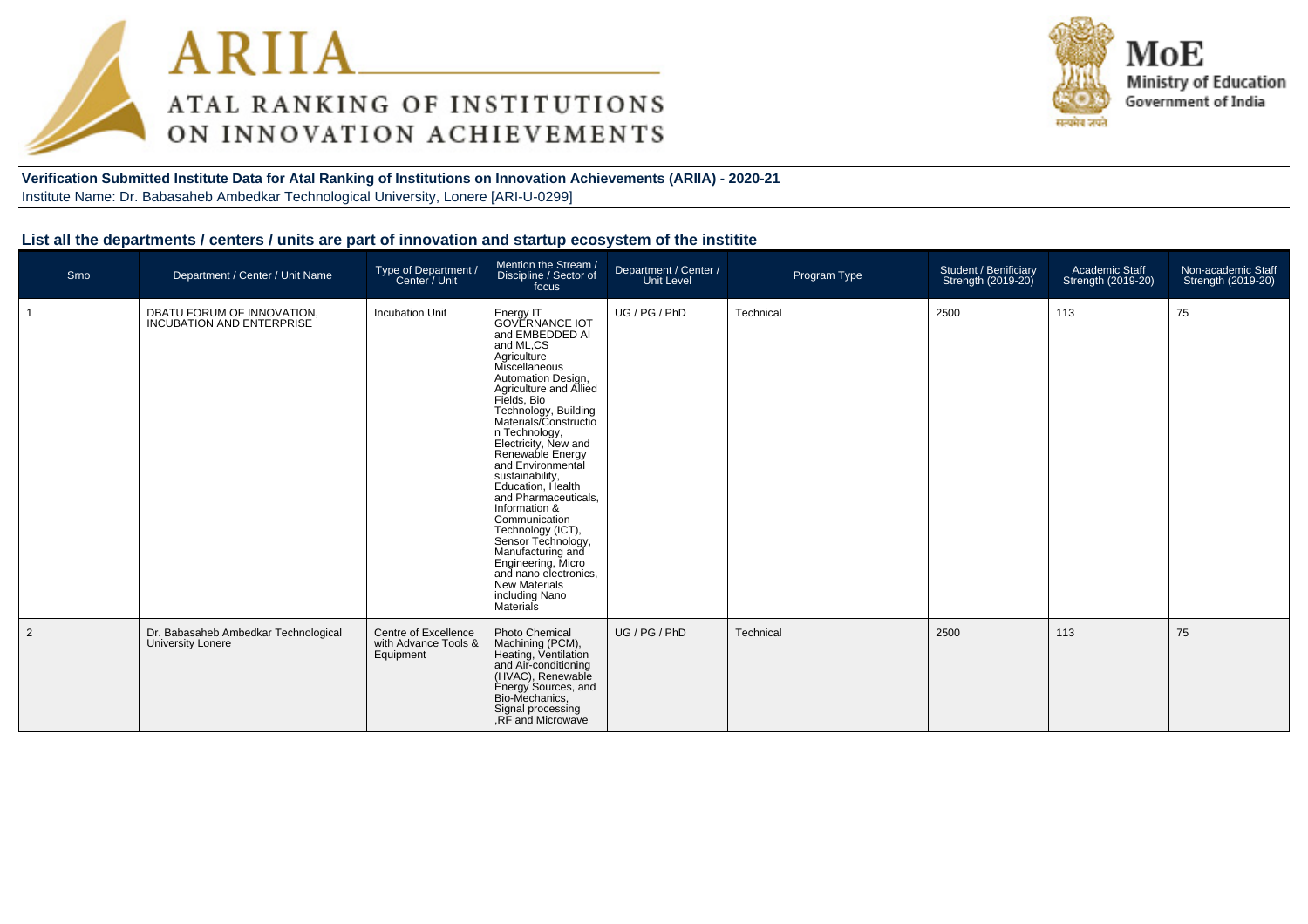# ARIIA
## ATAL RANKING OF INSTITUTIONS ON INNOVATION ACHIEVEMENTS

MoE
Ministry of Education
Government of India

**Verification Submitted Institute Data for Atal Ranking of Institutions on Innovation Achievements (ARIIA) - 2020-21**
Institute Name: Dr. Babasaheb Ambedkar Technological University, Lonere [ARI-U-0299]

### List all the departments / centers / units are part of innovation and startup ecosystem of the institite

| Srno | Department / Center / Unit Name | Type of Department / Center / Unit | Mention the Stream / Discipline / Sector of focus | Department / Center / Unit Level | Program Type | Student / Benificiary Strength (2019-20) | Academic Staff Strength (2019-20) | Non-academic Staff Strength (2019-20) |
|---|---|---|---|---|---|---|---|---|
| 1 | DBATU FORUM OF INNOVATION, INCUBATION AND ENTERPRISE | Incubation Unit | Energy IT GOVERNANCE IOT and EMBEDDED AI and ML,CS Agriculture Miscellaneous Automation Design, Agriculture and Allied Fields, Bio Technology, Building Materials/Construction Technology, Electricity, New and Renewable Energy and Environmental sustainability, Education, Health and Pharmaceuticals, Information & Communication Technology (ICT), Sensor Technology, Manufacturing and Engineering, Micro and nano electronics, New Materials including Nano Materials | UG / PG / PhD | Technical | 2500 | 113 | 75 |
| 2 | Dr. Babasaheb Ambedkar Technological University Lonere | Centre of Excellence with Advance Tools & Equipment | Photo Chemical Machining (PCM), Heating, Ventilation and Air-conditioning (HVAC), Renewable Energy Sources, and Bio-Mechanics, Signal processing ,RF and Microwave | UG / PG / PhD | Technical | 2500 | 113 | 75 |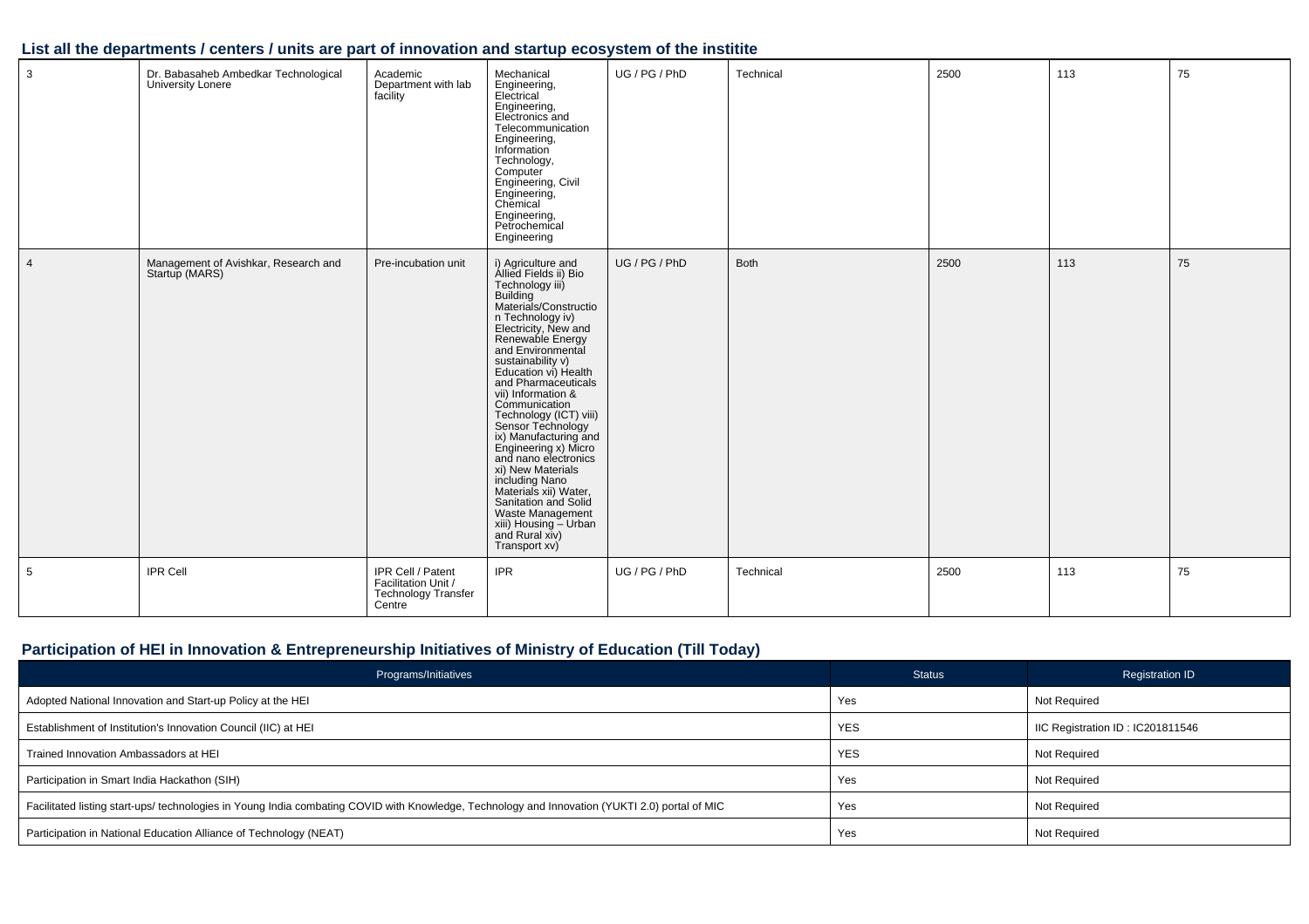### List all the departments / centers / units are part of innovation and startup ecosystem of the institite

| | | | | | | | | |
|---|---|---|---|---|---|---|---|---|
| 3 | Dr. Babasaheb Ambedkar Technological University Lonere | Academic Department with lab facility | Mechanical Engineering, Electrical Engineering, Electronics and Telecommunication Engineering, Information Technology, Computer Engineering, Civil Engineering, Chemical Engineering, Petrochemical Engineering | UG / PG / PhD | Technical | 2500 | 113 | 75 |
| 4 | Management of Avishkar, Research and Startup (MARS) | Pre-incubation unit | i) Agriculture and Allied Fields ii) Bio Technology iii) Building Materials/Construction Technology iv) Electricity, New and Renewable Energy and Environmental sustainability v) Education vi) Health and Pharmaceuticals vii) Information & Communication Technology (ICT) viii) Sensor Technology ix) Manufacturing and Engineering x) Micro and nano electronics xi) New Materials including Nano Materials xii) Water, Sanitation and Solid Waste Management xiii) Housing – Urban and Rural xiv) Transport xv) | UG / PG / PhD | Both | 2500 | 113 | 75 |
| 5 | IPR Cell | IPR Cell / Patent Facilitation Unit / Technology Transfer Centre | IPR | UG / PG / PhD | Technical | 2500 | 113 | 75 |

### Participation of HEI in Innovation & Entrepreneurship Initiatives of Ministry of Education (Till Today)

| Programs/Initiatives | Status | Registration ID |
|---|---|---|
| Adopted National Innovation and Start-up Policy at the HEI | Yes | Not Required |
| Establishment of Institution's Innovation Council (IIC) at HEI | YES | IIC Registration ID : IC201811546 |
| Trained Innovation Ambassadors at HEI | YES | Not Required |
| Participation in Smart India Hackathon (SIH) | Yes | Not Required |
| Facilitated listing start-ups/ technologies in Young India combating COVID with Knowledge, Technology and Innovation (YUKTI 2.0) portal of MIC | Yes | Not Required |
| Participation in National Education Alliance of Technology (NEAT) | Yes | Not Required |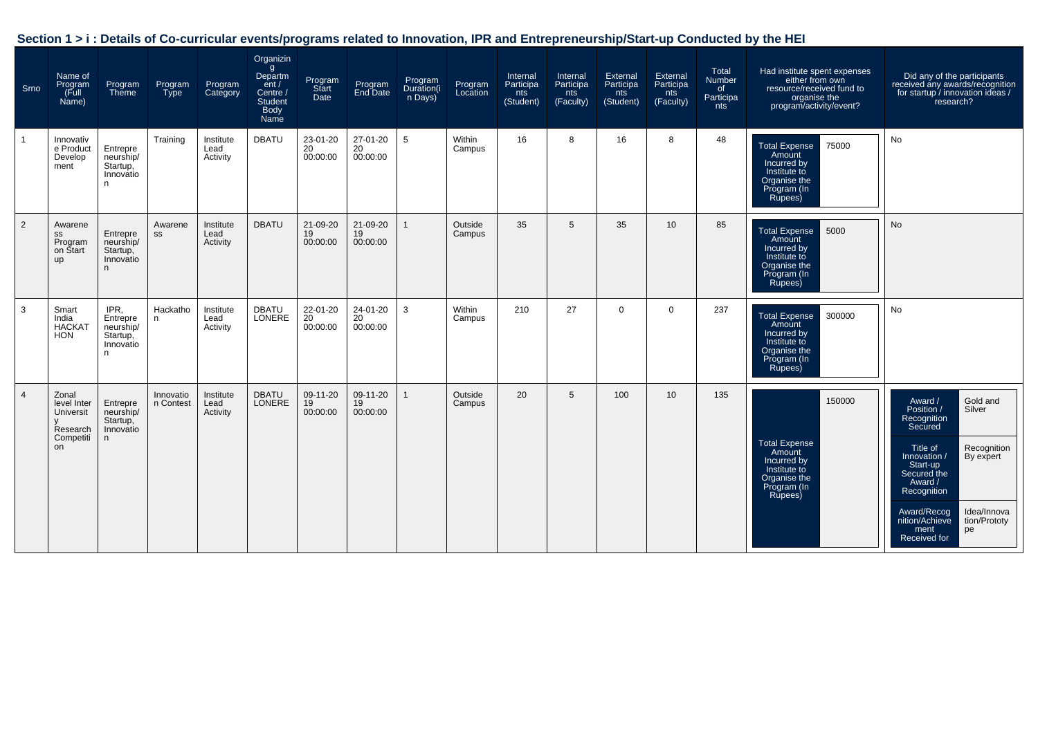## Section 1 > i : Details of Co-curricular events/programs related to Innovation, IPR and Entrepreneurship/Start-up Conducted by the HEI

| Srno | Name of Program (Full Name) | Program Theme | Program Type | Program Category | Organizing Department / Centre / Student Body Name | Program Start Date | Program End Date | Program Duration(in Days) | Program Location | Internal Participants (Student) | Internal Participants (Faculty) | External Participants (Student) | External Participants (Faculty) | Total Number of Participants | Had institute spent expenses either from own resource/received fund to organise the program/activity/event? | Did any of the participants received any awards/recognition for startup / innovation ideas / research? |
|---|---|---|---|---|---|---|---|---|---|---|---|---|---|---|---|---|
| 1 | Innovative Product Development | Entrepreneurship/ Startup, Innovation | Training | Institute Lead Activity | DBATU | 23-01-2020 00:00:00 | 27-01-2020 00:00:00 | 5 | Within Campus | 16 | 8 | 16 | 8 | 48 | Total Expense Amount Incurred by Institute to Organise the Program (In Rupees): 75000 | No |
| 2 | Awareness Program on Start up | Entrepreneurship/ Startup, Innovation | Awareness | Institute Lead Activity | DBATU | 21-09-2019 00:00:00 | 21-09-2019 00:00:00 | 1 | Outside Campus | 35 | 5 | 35 | 10 | 85 | Total Expense Amount Incurred by Institute to Organise the Program (In Rupees): 5000 | No |
| 3 | Smart India HACKATHON | IPR, Entrepreneurship/ Startup, Innovation | Hackathon | Institute Lead Activity | DBATU LONERE | 22-01-2020 00:00:00 | 24-01-2020 00:00:00 | 3 | Within Campus | 210 | 27 | 0 | 0 | 237 | Total Expense Amount Incurred by Institute to Organise the Program (In Rupees): 300000 | No |
| 4 | Zonal level Inter University Research Competition | Entrepreneurship/ Startup, Innovation | Innovation Contest | Institute Lead Activity | DBATU LONERE | 09-11-2019 00:00:00 | 09-11-2019 00:00:00 | 1 | Outside Campus | 20 | 5 | 100 | 10 | 135 | Total Expense Amount Incurred by Institute to Organise the Program (In Rupees): 150000 | Award / Position / Recognition Secured: Gold and Silver; Title of Innovation / Start-up Secured the Award / Recognition: Recognition By expert; Award/Recognition/Achievement Received for: Idea/Innovation/Prototype |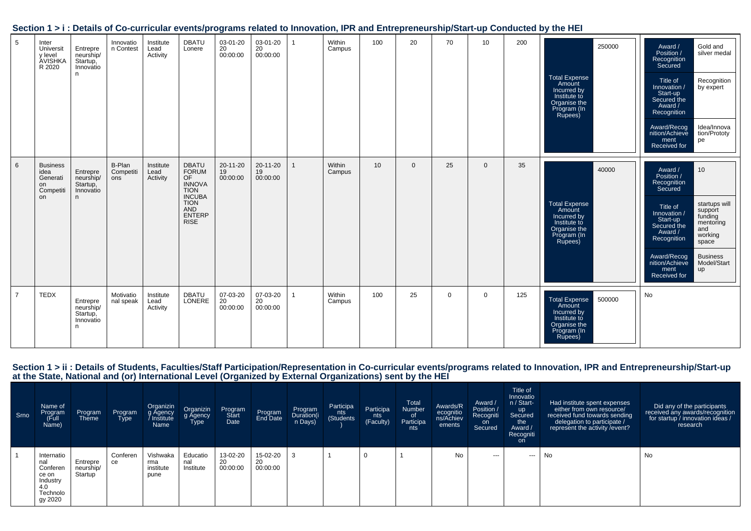## Section 1 > i : Details of Co-curricular events/programs related to Innovation, IPR and Entrepreneurship/Start-up Conducted by the HEI

| | | | | | | | | | | | | | | | | |
|---|---|---|---|---|---|---|---|---|---|---|---|---|---|---|---|---|
| 5 | Inter University level AVISHKAR 2020 | Entrepreneurship/ Startup, Innovation | Innovation Contest | Institute Lead Activity | DBATU Lonere | 03-01-2020 00:00:00 | 03-01-2020 00:00:00 | 1 | Within Campus | 100 | 20 | 70 | 10 | 200 | Total Expense Amount Incurred by Institute to Organise the Program (In Rupees): 250000 | Award / Position / Recognition Secured: Gold and silver medal; Title of Innovation / Start-up Secured the Award / Recognition: Recognition by expert; Award/Recognition/Achievement Received for: Idea/Innovation/Prototype |
| 6 | Business idea Generation Competition | Entrepreneurship/ Startup, Innovation | B-Plan Competitions | Institute Lead Activity | DBATU FORUM OF INNOVATION INCUBATION AND ENTERPRISE | 20-11-2019 00:00:00 | 20-11-2019 00:00:00 | 1 | Within Campus | 10 | 0 | 25 | 0 | 35 | Total Expense Amount Incurred by Institute to Organise the Program (In Rupees): 40000 | Award / Position / Recognition Secured: 10; Title of Innovation / Start-up Secured the Award / Recognition: startups will support funding mentoring and working space; Award/Recognition/Achievement Received for: Business Model/Startup |
| 7 | TEDX | Entrepreneurship/ Startup, Innovation | Motivational speak | Institute Lead Activity | DBATU LONERE | 07-03-2020 00:00:00 | 07-03-2020 00:00:00 | 1 | Within Campus | 100 | 25 | 0 | 0 | 125 | Total Expense Amount Incurred by Institute to Organise the Program (In Rupees): 500000 | No |

## Section 1 > ii : Details of Students, Faculties/Staff Participation/Representation in Co-curricular events/programs related to Innovation, IPR and Entrepreneurship/Start-up at the State, National and (or) International Level (Organized by External Organizations) sent by the HEI

| Srno | Name of Program (Full Name) | Program Theme | Program Type | Organizing Agency / Institute Name | Organizing Agency Type | Program Start Date | Program End Date | Program Duration(in Days) | Participants (Students) | Participants (Faculty) | Total Number of Participants | Awards/Recognitions/Achievements | Award / Position / Recognition Secured | Title of Innovation / Start-up Secured the Award / Recognition | Had institute spent expenses either from own resource/ received fund towards sending delegation to participate / represent the activity /event? | Did any of the participants received any awards/recognition for startup / innovation ideas / research |
|---|---|---|---|---|---|---|---|---|---|---|---|---|---|---|---|---|
| 1 | International Conference on Industry 4.0 Technology 2020 | Entrepreneurship/ Startup | Conference | Vishwakarma institute pune | Educational Institute | 13-02-2020 00:00:00 | 15-02-2020 00:00:00 | 3 | 1 | 0 | 1 | No | --- | --- | No | No |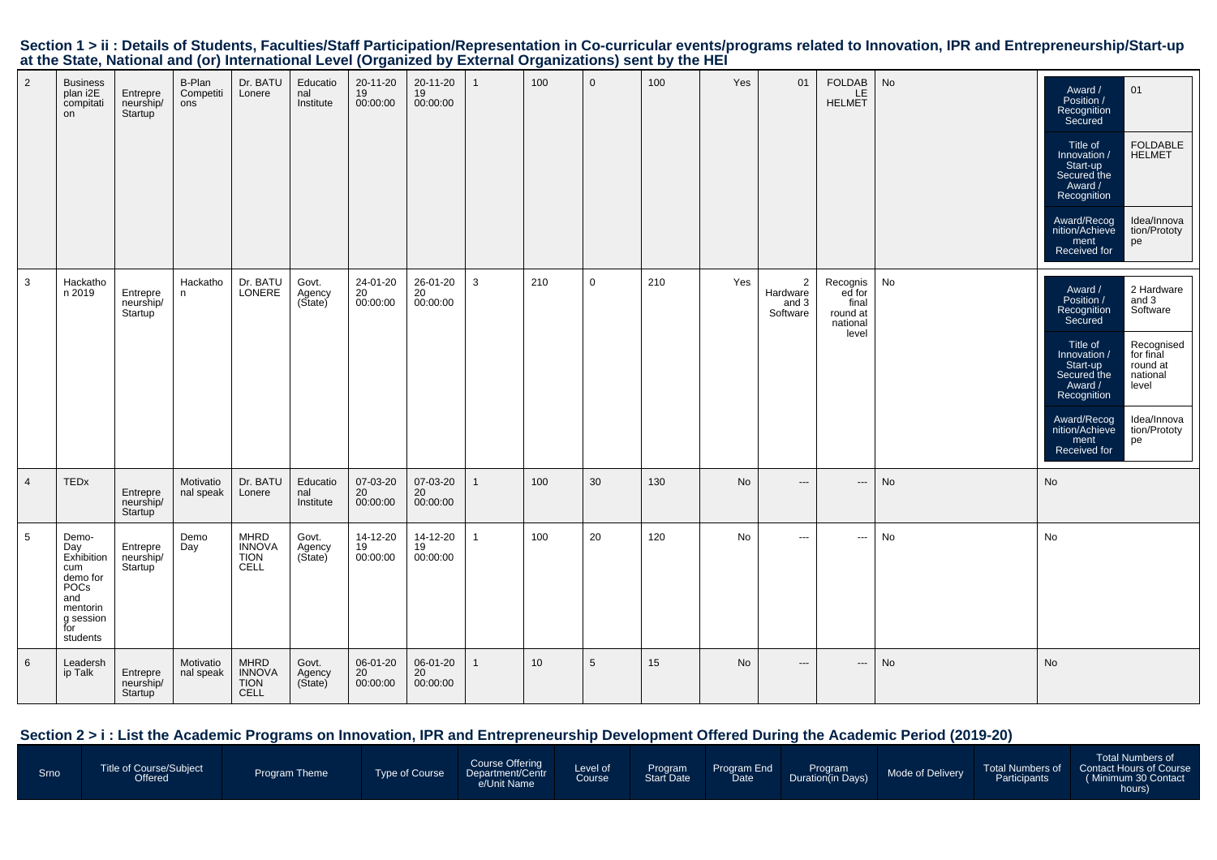## Section 1 > ii : Details of Students, Faculties/Staff Participation/Representation in Co-curricular events/programs related to Innovation, IPR and Entrepreneurship/Start-up at the State, National and (or) International Level (Organized by External Organizations) sent by the HEI

| | | | | | | | | | | | | | | | | |
|---|---|---|---|---|---|---|---|---|---|---|---|---|---|---|---|---|
| 2 | Business plan i2E compitation | Entrepreneurship/Startup | B-Plan Competitions | Dr. BATU Lonere | Educational Institute | 20-11-2019 00:00:00 | 20-11-2019 00:00:00 | 1 | 100 | 0 | 100 | Yes | 01 | FOLDABLE HELMET | No | Award / Position / Recognition Secured: 01; Title of Innovation / Start-up Secured the Award / Recognition: FOLDABLE HELMET; Award/Recognition/Achievement Received for: Idea/Innovation/Prototype |
| 3 | Hackathon 2019 | Entrepreneurship/Startup | Hackathon | Dr. BATU LONERE | Govt. Agency (State) | 24-01-2020 00:00:00 | 26-01-2020 00:00:00 | 3 | 210 | 0 | 210 | Yes | 2 Hardware and 3 Software | Recognised for final round at national level | No | Award / Position / Recognition Secured: 2 Hardware and 3 Software; Title of Innovation / Start-up Secured the Award / Recognition: Recognised for final round at national level; Award/Recognition/Achievement Received for: Idea/Innovation/Prototype |
| 4 | TEDx | Entrepreneurship/Startup | Motivational speak | Dr. BATU Lonere | Educational Institute | 07-03-2020 00:00:00 | 07-03-2020 00:00:00 | 1 | 100 | 30 | 130 | No | --- | --- | No | No |
| 5 | Demo-Day Exhibition cum demo for POCs and mentoring session for students | Entrepreneurship/Startup | Demo Day | MHRD INNOVATION CELL | Govt. Agency (State) | 14-12-2019 00:00:00 | 14-12-2019 00:00:00 | 1 | 100 | 20 | 120 | No | --- | --- | No | No |
| 6 | Leadership Talk | Entrepreneurship/Startup | Motivational speak | MHRD INNOVATION CELL | Govt. Agency (State) | 06-01-2020 00:00:00 | 06-01-2020 00:00:00 | 1 | 10 | 5 | 15 | No | --- | --- | No | No |

## Section 2 > i : List the Academic Programs on Innovation, IPR and Entrepreneurship Development Offered During the Academic Period (2019-20)

| Srno | Title of Course/Subject Offered | Program Theme | Type of Course | Course Offering Department/Centre/Unit Name | Level of Course | Program Start Date | Program End Date | Program Duration(in Days) | Mode of Delivery | Total Numbers of Participants | Total Numbers of Contact Hours of Course ( Minimum 30 Contact hours) |
|---|---|---|---|---|---|---|---|---|---|---|---|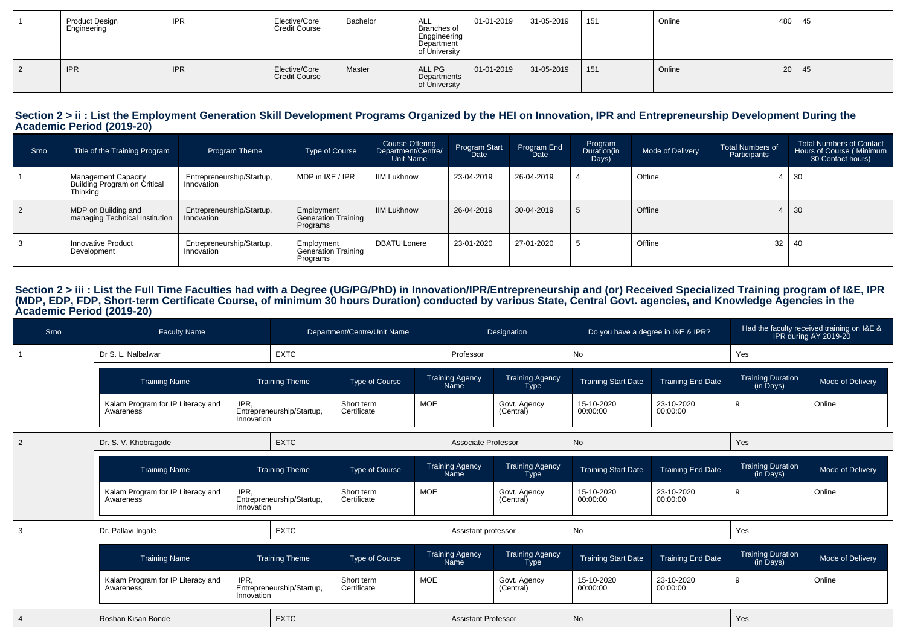| 1 | Product Design Engineering | IPR | Elective/Core Credit Course | Bachelor | ALL Branches of Enggineering Department of University | 01-01-2019 | 31-05-2019 | 151 | Online | 480 | 45 |
|---|---|---|---|---|---|---|---|---|---|---|---|
| 2 | IPR | IPR | Elective/Core Credit Course | Master | ALL PG Departments of University | 01-01-2019 | 31-05-2019 | 151 | Online | 20 | 45 |

## Section 2 > ii : List the Employment Generation Skill Development Programs Organized by the HEI on Innovation, IPR and Entrepreneurship Development During the Academic Period (2019-20)

| Srno | Title of the Training Program | Program Theme | Type of Course | Course Offering Department/Centre/ Unit Name | Program Start Date | Program End Date | Program Duration(in Days) | Mode of Delivery | Total Numbers of Participants | Total Numbers of Contact Hours of Course ( Minimum 30 Contact hours) |
|---|---|---|---|---|---|---|---|---|---|---|
| 1 | Management Capacity Building Program on Critical Thinking | Entrepreneurship/Startup, Innovation | MDP in I&E / IPR | IIM Lukhnow | 23-04-2019 | 26-04-2019 | 4 | Offline | 4 | 30 |
| 2 | MDP on Building and managing Technical Institution | Entrepreneurship/Startup, Innovation | Employment Generation Training Programs | IIM Lukhnow | 26-04-2019 | 30-04-2019 | 5 | Offline | 4 | 30 |
| 3 | Innovative Product Development | Entrepreneurship/Startup, Innovation | Employment Generation Training Programs | DBATU Lonere | 23-01-2020 | 27-01-2020 | 5 | Offline | 32 | 40 |

## Section 2 > iii : List the Full Time Faculties had with a Degree (UG/PG/PhD) in Innovation/IPR/Entrepreneurship and (or) Received Specialized Training program of I&E, IPR (MDP, EDP, FDP, Short-term Certificate Course, of minimum 30 hours Duration) conducted by various State, Central Govt. agencies, and Knowledge Agencies in the Academic Period (2019-20)

| Srno | Faculty Name | Department/Centre/Unit Name | Designation | Do you have a degree in I&E & IPR? | Had the faculty received training on I&E & IPR during AY 2019-20 |
|---|---|---|---|---|---|
| 1 | Dr S. L. Nalbalwar | EXTC | Professor | No | Yes |

| Training Name | Training Theme | Type of Course | Training Agency Name | Training Agency Type | Training Start Date | Training End Date | Training Duration (in Days) | Mode of Delivery |
|---|---|---|---|---|---|---|---|---|
| Kalam Program for IP Literacy and Awareness | IPR, Entrepreneurship/Startup, Innovation | Short term Certificate | MOE | Govt. Agency (Central) | 15-10-2020 00:00:00 | 23-10-2020 00:00:00 | 9 | Online |

| Srno | Faculty Name | Department/Centre/Unit Name | Designation | Do you have a degree in I&E & IPR? | Had the faculty received training on I&E & IPR during AY 2019-20 |
|---|---|---|---|---|---|
| 2 | Dr. S. V. Khobragade | EXTC | Associate Professor | No | Yes |

| Training Name | Training Theme | Type of Course | Training Agency Name | Training Agency Type | Training Start Date | Training End Date | Training Duration (in Days) | Mode of Delivery |
|---|---|---|---|---|---|---|---|---|
| Kalam Program for IP Literacy and Awareness | IPR, Entrepreneurship/Startup, Innovation | Short term Certificate | MOE | Govt. Agency (Central) | 15-10-2020 00:00:00 | 23-10-2020 00:00:00 | 9 | Online |

| Srno | Faculty Name | Department/Centre/Unit Name | Designation | Do you have a degree in I&E & IPR? | Had the faculty received training on I&E & IPR during AY 2019-20 |
|---|---|---|---|---|---|
| 3 | Dr. Pallavi Ingale | EXTC | Assistant professor | No | Yes |

| Training Name | Training Theme | Type of Course | Training Agency Name | Training Agency Type | Training Start Date | Training End Date | Training Duration (in Days) | Mode of Delivery |
|---|---|---|---|---|---|---|---|---|
| Kalam Program for IP Literacy and Awareness | IPR, Entrepreneurship/Startup, Innovation | Short term Certificate | MOE | Govt. Agency (Central) | 15-10-2020 00:00:00 | 23-10-2020 00:00:00 | 9 | Online |

| Srno | Faculty Name | Department/Centre/Unit Name | Designation | Do you have a degree in I&E & IPR? | Had the faculty received training on I&E & IPR during AY 2019-20 |
|---|---|---|---|---|---|
| 4 | Roshan Kisan Bonde | EXTC | Assistant Professor | No | Yes |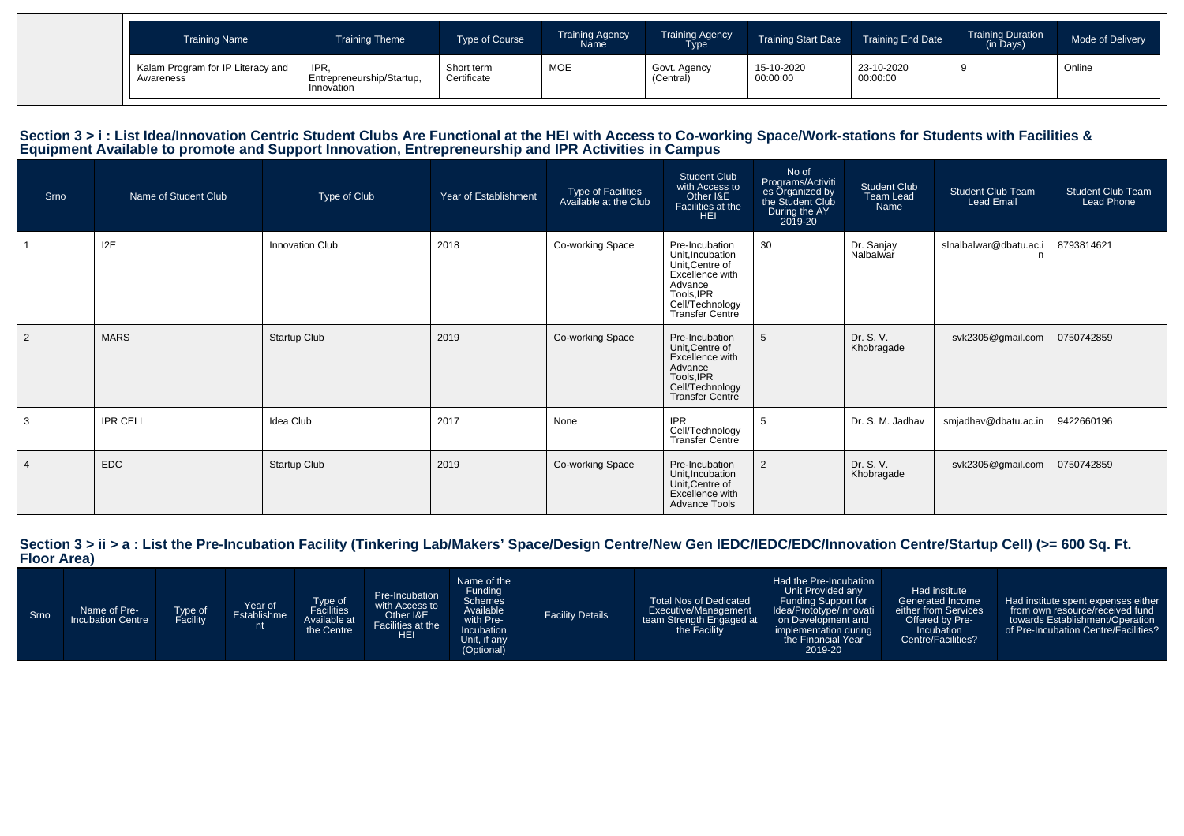| Training Name | Training Theme | Type of Course | Training Agency Name | Training Agency Type | Training Start Date | Training End Date | Training Duration (in Days) | Mode of Delivery |
|---|---|---|---|---|---|---|---|---|
| Kalam Program for IP Literacy and Awareness | IPR, Entrepreneurship/Startup, Innovation | Short term Certificate | MOE | Govt. Agency (Central) | 15-10-2020 00:00:00 | 23-10-2020 00:00:00 | 9 | Online |

## Section 3 > i : List Idea/Innovation Centric Student Clubs Are Functional at the HEI with Access to Co-working Space/Work-stations for Students with Facilities & Equipment Available to promote and Support Innovation, Entrepreneurship and IPR Activities in Campus

| Srno | Name of Student Club | Type of Club | Year of Establishment | Type of Facilities Available at the Club | Student Club with Access to Other I&E Facilities at the HEI | No of Programs/Activities Organized by the Student Club During the AY 2019-20 | Student Club Team Lead Name | Student Club Team Lead Email | Student Club Team Lead Phone |
|---|---|---|---|---|---|---|---|---|---|
| 1 | I2E | Innovation Club | 2018 | Co-working Space | Pre-Incubation Unit,Incubation Unit,Centre of Excellence with Advance Tools,IPR Cell/Technology Transfer Centre | 30 | Dr. Sanjay Nalbalwar | slnalbalwar@dbatu.ac.in | 8793814621 |
| 2 | MARS | Startup Club | 2019 | Co-working Space | Pre-Incubation Unit,Centre of Excellence with Advance Tools,IPR Cell/Technology Transfer Centre | 5 | Dr. S. V. Khobragade | svk2305@gmail.com | 0750742859 |
| 3 | IPR CELL | Idea Club | 2017 | None | IPR Cell/Technology Transfer Centre | 5 | Dr. S. M. Jadhav | smjadhav@dbatu.ac.in | 9422660196 |
| 4 | EDC | Startup Club | 2019 | Co-working Space | Pre-Incubation Unit,Incubation Unit,Centre of Excellence with Advance Tools | 2 | Dr. S. V. Khobragade | svk2305@gmail.com | 0750742859 |

## Section 3 > ii > a : List the Pre-Incubation Facility (Tinkering Lab/Makers' Space/Design Centre/New Gen IEDC/IEDC/EDC/Innovation Centre/Startup Cell) (>= 600 Sq. Ft. Floor Area)

| Srno | Name of Pre-Incubation Centre | Type of Facility | Year of Establishment | Type of Facilities Available at the Centre | Pre-Incubation with Access to Other I&E Facilities at the HEI | Name of the Funding Schemes Available with Pre-Incubation Unit, if any (Optional) | Facility Details | Total Nos of Dedicated Executive/Management team Strength Engaged at the Facility | Had the Pre-Incubation Unit Provided any Funding Support for Idea/Prototype/Innovation on Development and implementation during the Financial Year 2019-20 | Had institute Generated Income either from Services Offered by Pre-Incubation Centre/Facilities? | Had institute spent expenses either from own resource/received fund towards Establishment/Operation of Pre-Incubation Centre/Facilities? |
|---|---|---|---|---|---|---|---|---|---|---|---|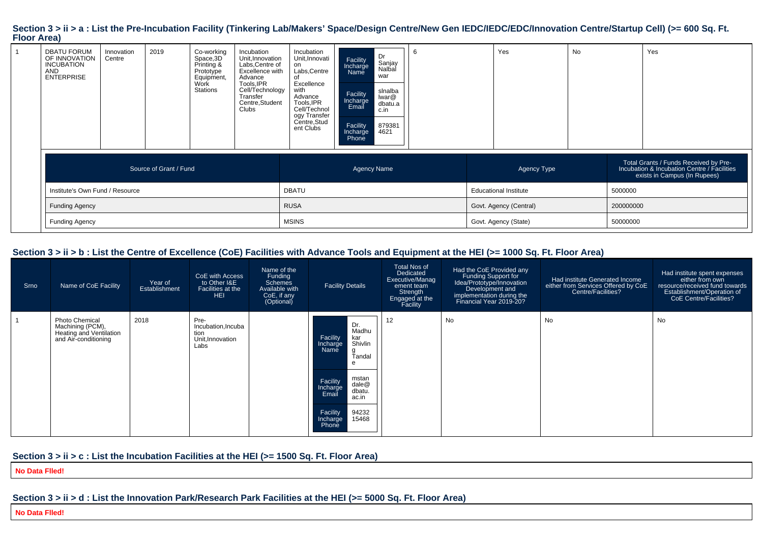## Section 3 > ii > a : List the Pre-Incubation Facility (Tinkering Lab/Makers' Space/Design Centre/New Gen IEDC/IEDC/EDC/Innovation Centre/Startup Cell) (>= 600 Sq. Ft. Floor Area)

| | | | | | | | | | | | |
|---|---|---|---|---|---|---|---|---|---|---|---|
| 1 | DBATU FORUM OF INNOVATION INCUBATION AND ENTERPRISE | Innovation Centre | 2019 | Co-working Space,3D Printing & Prototype Equipment, Work Stations | Incubation Unit,Innovation Labs,Centre of Excellence with Advance Tools,IPR Cell/Technology Transfer Centre,Student Clubs | Incubation Unit,Innovation Labs,Centre of Excellence with Advance Tools,IPR Cell/Technology Transfer Centre,Student Clubs | Facility Incharge Name: Dr Sanjay Nalbalwar<br>Facility Incharge Email: slnalbalwar@dbatu.ac.in<br>Facility Incharge Phone: 8793814621 | 6 | Yes | No | Yes |

| Source of Grant / Fund | Agency Name | Agency Type | Total Grants / Funds Received by Pre-Incubation & Incubation Centre / Facilities exists in Campus (In Rupees) |
|---|---|---|---|
| Institute's Own Fund / Resource | DBATU | Educational Institute | 5000000 |
| Funding Agency | RUSA | Govt. Agency (Central) | 200000000 |
| Funding Agency | MSINS | Govt. Agency (State) | 50000000 |

## Section 3 > ii > b : List the Centre of Excellence (CoE) Facilities with Advance Tools and Equipment at the HEI (>= 1000 Sq. Ft. Floor Area)

| Srno | Name of CoE Facility | Year of Establishment | CoE with Access to Other I&E Facilities at the HEI | Name of the Funding Schemes Available with CoE, if any (Optional) | Facility Details | Total Nos of Dedicated Executive/Management team Strength Engaged at the Facility | Had the CoE Provided any Funding Support for Idea/Prototype/Innovation Development and implementation during the Financial Year 2019-20? | Had institute Generated Income either from Services Offered by CoE Centre/Facilities? | Had institute spent expenses either from own resource/received fund towards Establishment/Operation of CoE Centre/Facilities? |
|---|---|---|---|---|---|---|---|---|---|
| 1 | Photo Chemical Machining (PCM), Heating and Ventilation and Air-conditioning | 2018 | Pre-Incubation,Incubation Unit,Innovation Labs | | Facility Incharge Name: Dr. Madhukar Shivling Tandale<br>Facility Incharge Email: mstandale@dbatu.ac.in<br>Facility Incharge Phone: 9423215468 | 12 | No | No | No |

## Section 3 > ii > c : List the Incubation Facilities at the HEI (>= 1500 Sq. Ft. Floor Area)

**No Data Flled!**

## Section 3 > ii > d : List the Innovation Park/Research Park Facilities at the HEI (>= 5000 Sq. Ft. Floor Area)

**No Data Flled!**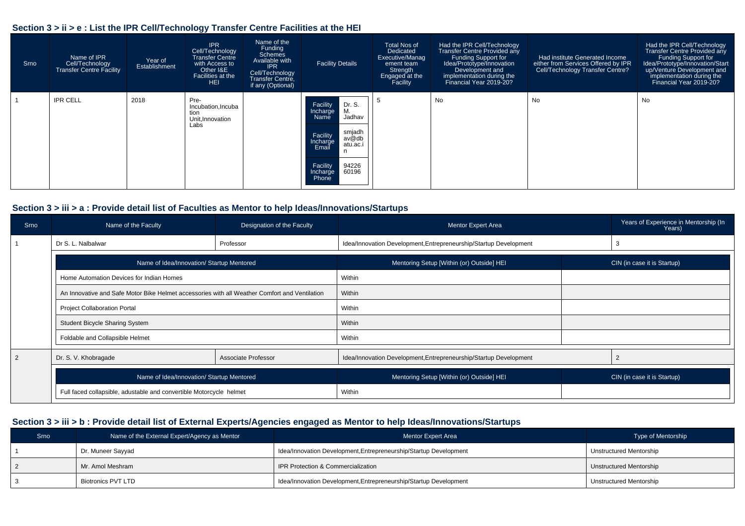## Section 3 > ii > e : List the IPR Cell/Technology Transfer Centre Facilities at the HEI

| Srno | Name of IPR Cell/Technology Transfer Centre Facility | Year of Establishment | IPR Cell/Technology Transfer Centre with Access to Other I&E Facilities at the HEI | Name of the Funding Schemes Available with IPR Cell/Technology Transfer Centre, if any (Optional) | Facility Details | Total Nos of Dedicated Executive/Management team Strength Engaged at the Facility | Had the IPR Cell/Technology Transfer Centre Provided any Funding Support for Idea/Prototype/Innovation Development and implementation during the Financial Year 2019-20? | Had institute Generated Income either from Services Offered by IPR Cell/Technology Transfer Centre? | Had the IPR Cell/Technology Transfer Centre Provided any Funding Support for Idea/Prototype/Innovation/Startup/Venture Development and implementation during the Financial Year 2019-20? |
|---|---|---|---|---|---|---|---|---|---|
| 1 | IPR CELL | 2018 | Pre-Incubation,Incubation Unit,Innovation Labs | | Facility Incharge Name: Dr. S. M. Jadhav<br>Facility Incharge Email: smjadhav@dbatu.ac.in<br>Facility Incharge Phone: 9422660196 | 5 | No | No | No |

## Section 3 > iii > a : Provide detail list of Faculties as Mentor to help Ideas/Innovations/Startups

| Srno | Name of the Faculty | Designation of the Faculty | Mentor Expert Area | Years of Experience in Mentorship (In Years) |
|---|---|---|---|---|
| 1 | Dr S. L. Nalbalwar | Professor | Idea/Innovation Development,Entrepreneurship/Startup Development | 3 |

| Name of Idea/Innovation/ Startup Mentored | Mentoring Setup [Within (or) Outside] HEI | CIN (in case it is Startup) |
|---|---|---|
| Home Automation Devices for Indian Homes | Within | |
| An Innovative and Safe Motor Bike Helmet accessories with all Weather Comfort and Ventilation | Within | |
| Project Collaboration Portal | Within | |
| Student Bicycle Sharing System | Within | |
| Foldable and Collapsible Helmet | Within | |

| Srno | Name of the Faculty | Designation of the Faculty | Mentor Expert Area | Years of Experience in Mentorship (In Years) |
|---|---|---|---|---|
| 2 | Dr. S. V. Khobragade | Associate Professor | Idea/Innovation Development,Entrepreneurship/Startup Development | 2 |

| Name of Idea/Innovation/ Startup Mentored | Mentoring Setup [Within (or) Outside] HEI | CIN (in case it is Startup) |
|---|---|---|
| Full faced collapsible, adustable and convertible Motorcycle helmet | Within | |

## Section 3 > iii > b : Provide detail list of External Experts/Agencies engaged as Mentor to help Ideas/Innovations/Startups

| Srno | Name of the External Expert/Agency as Mentor | Mentor Expert Area | Type of Mentorship |
|---|---|---|---|
| 1 | Dr. Muneer Sayyad | Idea/Innovation Development,Entrepreneurship/Startup Development | Unstructured Mentorship |
| 2 | Mr. Amol Meshram | IPR Protection & Commercialization | Unstructured Mentorship |
| 3 | Biotronics PVT LTD | Idea/Innovation Development,Entrepreneurship/Startup Development | Unstructured Mentorship |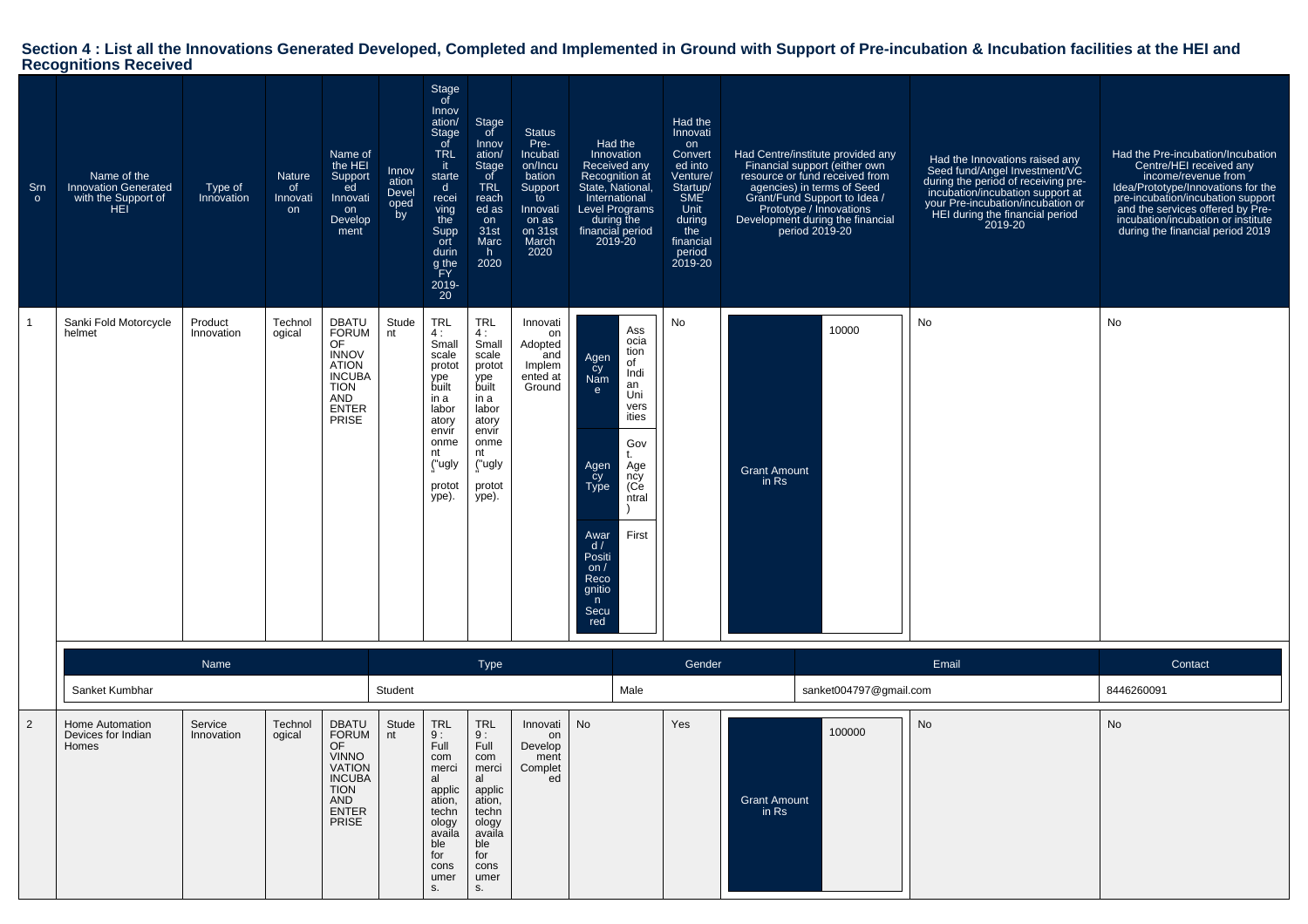## Section 4 : List all the Innovations Generated Developed, Completed and Implemented in Ground with Support of Pre-incubation & Incubation facilities at the HEI and Recognitions Received

| Srno | Name of the Innovation Generated with the Support of HEI | Type of Innovation | Nature of Innovation | Name of the HEI Supported Innovation Development | Innovation Developed by | Stage of Innovation/ Stage of TRL it started received the Support during the FY 2019-20 | Stage of Innovation/ Stage of TRL reached as on 31st March 2020 | Status Pre-Incubation/Incubation Support to Innovation as on 31st March 2020 | Had the Innovation Received any Recognition at State, National, International Level Programs during the financial period 2019-20 | Had the Innovation Converted into Venture/ Startup/ SME Unit during the financial period 2019-20 | Had Centre/institute provided any Financial support (either own resource or fund received from agencies) in terms of Seed Grant/Fund Support to Idea / Prototype / Innovations Development during the financial period 2019-20 | Had the Innovations raised any Seed fund/Angel Investment/VC during the period of receiving pre-incubation/incubation support at your Pre-incubation/incubation or HEI during the financial period 2019-20 | Had the Pre-incubation/Incubation Centre/HEI received any income/revenue from Idea/Prototype/Innovations for the pre-incubation/incubation support and the services offered by Pre-incubation/incubation or institute during the financial period 2019 |
|---|---|---|---|---|---|---|---|---|---|---|---|---|---|
| 1 | Sanki Fold Motorcycle helmet | Product Innovation | Technological | DBATU FORUM OF INNOVATION INCUBATION AND ENTERPRISE | Student | TRL 4 : Small scale prototype built in a laboratory environment ("ugly" prototype). | TRL 4 : Small scale prototype built in a laboratory environment ("ugly" prototype). | Innovation Adopted and Implemented at Ground | Agency Name: Association of Indian Universities; Agency Type: Govt. Agency (Central); Award / Position / Recognition Secured: First | No | Grant Amount in Rs: 10000 | No | No |
| 2 | Home Automation Devices for Indian Homes | Service Innovation | Technological | DBATU FORUM OF VINNOVATION INCUBATION AND ENTERPRISE | Student | TRL 9 : Full commercial application, technology available for consumers. | TRL 9 : Full commercial application, technology available for consumers. | Innovation Development Completed | No | Yes | Grant Amount in Rs: 100000 | No | No |

| Name | Type | Gender | Email | Contact |
|---|---|---|---|---|
| Sanket Kumbhar | Student | Male | sanket004797@gmail.com | 8446260091 |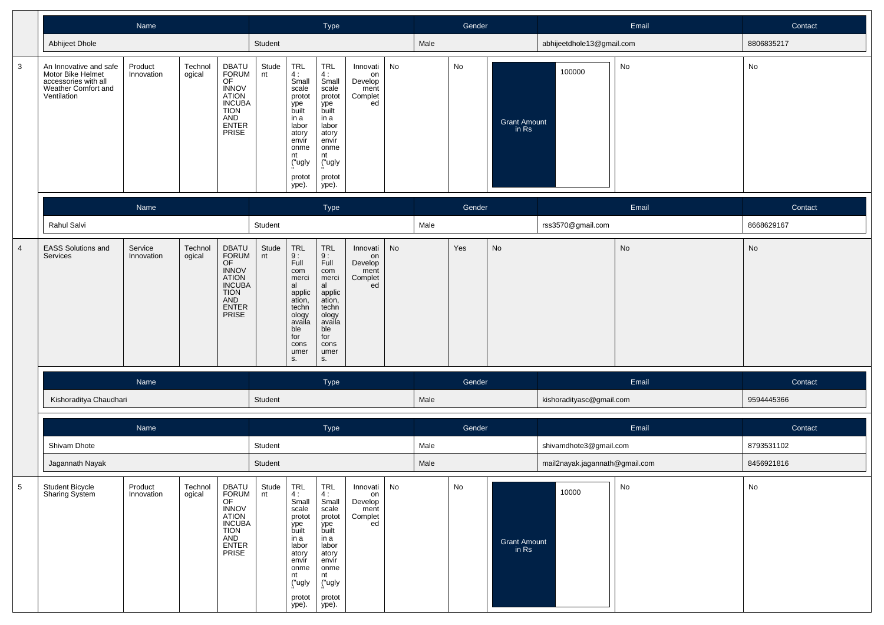| Name | Type | Gender | Email | Contact |
|---|---|---|---|---|
| Abhijeet Dhole | Student | Male | abhijeetdhole13@gmail.com | 8806835217 |

| 3 | An Innovative and safe Motor Bike Helmet accessories with all Weather Comfort and Ventilation | Product Innovation | Technological | DBATU FORUM OF INNOVATION INCUBATION AND ENTERPRISE | Student | TRL 4 : Small scale prototype built in a laboratory environment ("ugly" prototype). | TRL 4 : Small scale prototype built in a laboratory environment ("ugly" prototype). | Innovation Development Completed | No | No | Grant Amount in Rs: 100000 | No | No |
|---|---|---|---|---|---|---|---|---|---|---|---|---|---|

| Name | Type | Gender | Email | Contact |
|---|---|---|---|---|
| Rahul Salvi | Student | Male | rss3570@gmail.com | 8668629167 |

| 4 | EASS Solutions and Services | Service Innovation | Technological | DBATU FORUM OF INNOVATION INCUBATION AND ENTERPRISE | Student | TRL 9 : Full commercial application, technology available for consumers. | TRL 9 : Full commercial application, technology available for consumers. | Innovation Development Completed | No | Yes | No | No | No |
|---|---|---|---|---|---|---|---|---|---|---|---|---|---|

| Name | Type | Gender | Email | Contact |
|---|---|---|---|---|
| Kishoraditya Chaudhari | Student | Male | kishoradityasc@gmail.com | 9594445366 |

| Name | Type | Gender | Email | Contact |
|---|---|---|---|---|
| Shivam Dhote | Student | Male | shivamdhote3@gmail.com | 8793531102 |
| Jagannath Nayak | Student | Male | mail2nayak.jagannath@gmail.com | 8456921816 |

| 5 | Student Bicycle Sharing System | Product Innovation | Technological | DBATU FORUM OF INNOVATION INCUBATION AND ENTERPRISE | Student | TRL 4 : Small scale prototype built in a laboratory environment ("ugly" prototype). | TRL 4 : Small scale prototype built in a laboratory environment ("ugly" prototype). | Innovation Development Completed | No | No | Grant Amount in Rs: 10000 | No | No |
|---|---|---|---|---|---|---|---|---|---|---|---|---|---|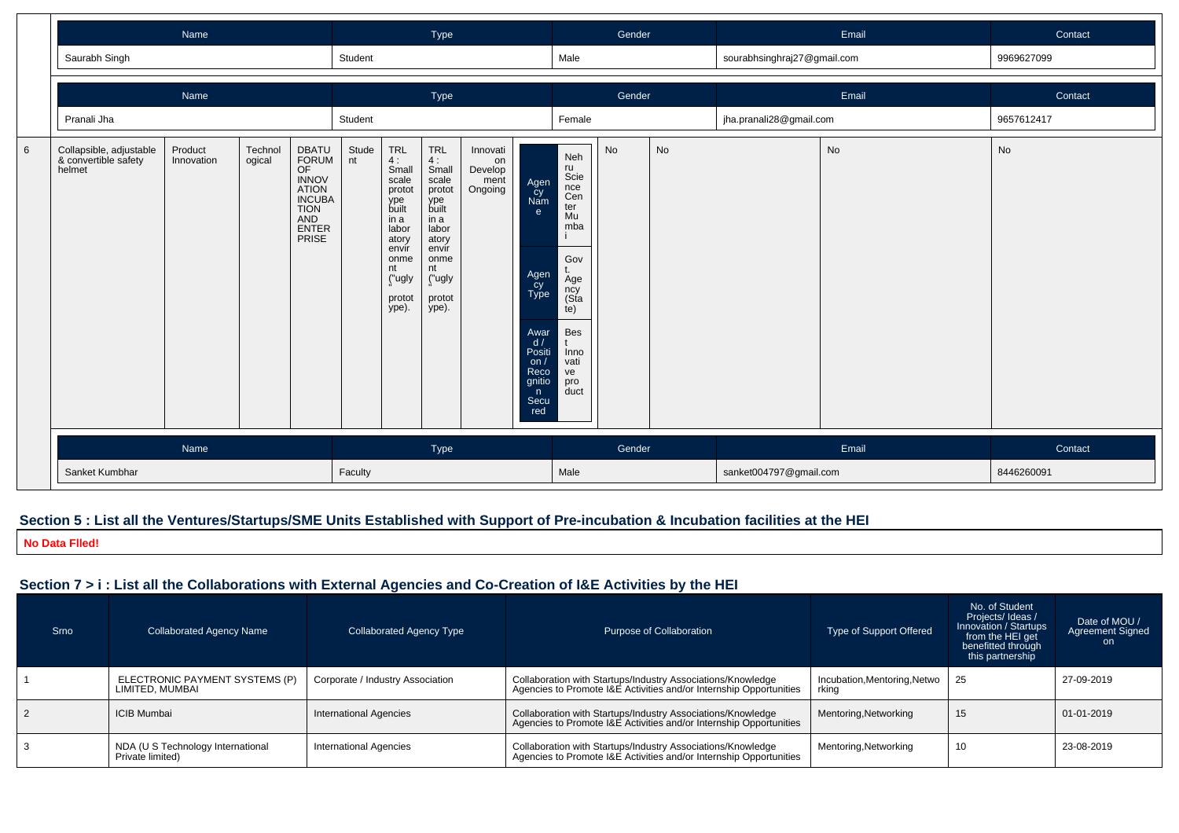| Name | Type | Gender | Email | Contact |
|---|---|---|---|---|
| Saurabh Singh | Student | Male | sourabhsinghraj27@gmail.com | 9969627099 |

| Name | Type | Gender | Email | Contact |
|---|---|---|---|---|
| Pranali Jha | Student | Female | jha.pranali28@gmail.com | 9657612417 |

| | | | | | | | | | | | | | |
|---|---|---|---|---|---|---|---|---|---|---|---|---|---|
| 6 | Collapsible, adjustable & convertible safety helmet | Product Innovation | Technological | DBATU FORUM OF INNOVATION INCUBATION AND ENTERPRISE | Student | TRL 4 : Small scale prototype built in a laboratory environment ("ugly" prototype). | TRL 4 : Small scale prototype built in a laboratory environment ("ugly" prototype). | Innovation Development Ongoing | Agency Name: Nehru Science Center Mumbai; Agency Type: Govt. Agency (State); Award / Position / Recognition Secured: Best Innovative product | No | No | No | No |

| Name | Type | Gender | Email | Contact |
|---|---|---|---|---|
| Sanket Kumbhar | Faculty | Male | sanket004797@gmail.com | 8446260091 |

## Section 5 : List all the Ventures/Startups/SME Units Established with Support of Pre-incubation & Incubation facilities at the HEI

**No Data FIled!**

## Section 7 > i : List all the Collaborations with External Agencies and Co-Creation of I&E Activities by the HEI

| Srno | Collaborated Agency Name | Collaborated Agency Type | Purpose of Collaboration | Type of Support Offered | No. of Student Projects/ Ideas / Innovation / Startups from the HEI get benefitted through this partnership | Date of MOU / Agreement Signed on |
|---|---|---|---|---|---|---|
| 1 | ELECTRONIC PAYMENT SYSTEMS (P) LIMITED, MUMBAI | Corporate / Industry Association | Collaboration with Startups/Industry Associations/Knowledge Agencies to Promote I&E Activities and/or Internship Opportunities | Incubation,Mentoring,Networking | 25 | 27-09-2019 |
| 2 | ICIB Mumbai | International Agencies | Collaboration with Startups/Industry Associations/Knowledge Agencies to Promote I&E Activities and/or Internship Opportunities | Mentoring,Networking | 15 | 01-01-2019 |
| 3 | NDA (U S Technology International Private limited) | International Agencies | Collaboration with Startups/Industry Associations/Knowledge Agencies to Promote I&E Activities and/or Internship Opportunities | Mentoring,Networking | 10 | 23-08-2019 |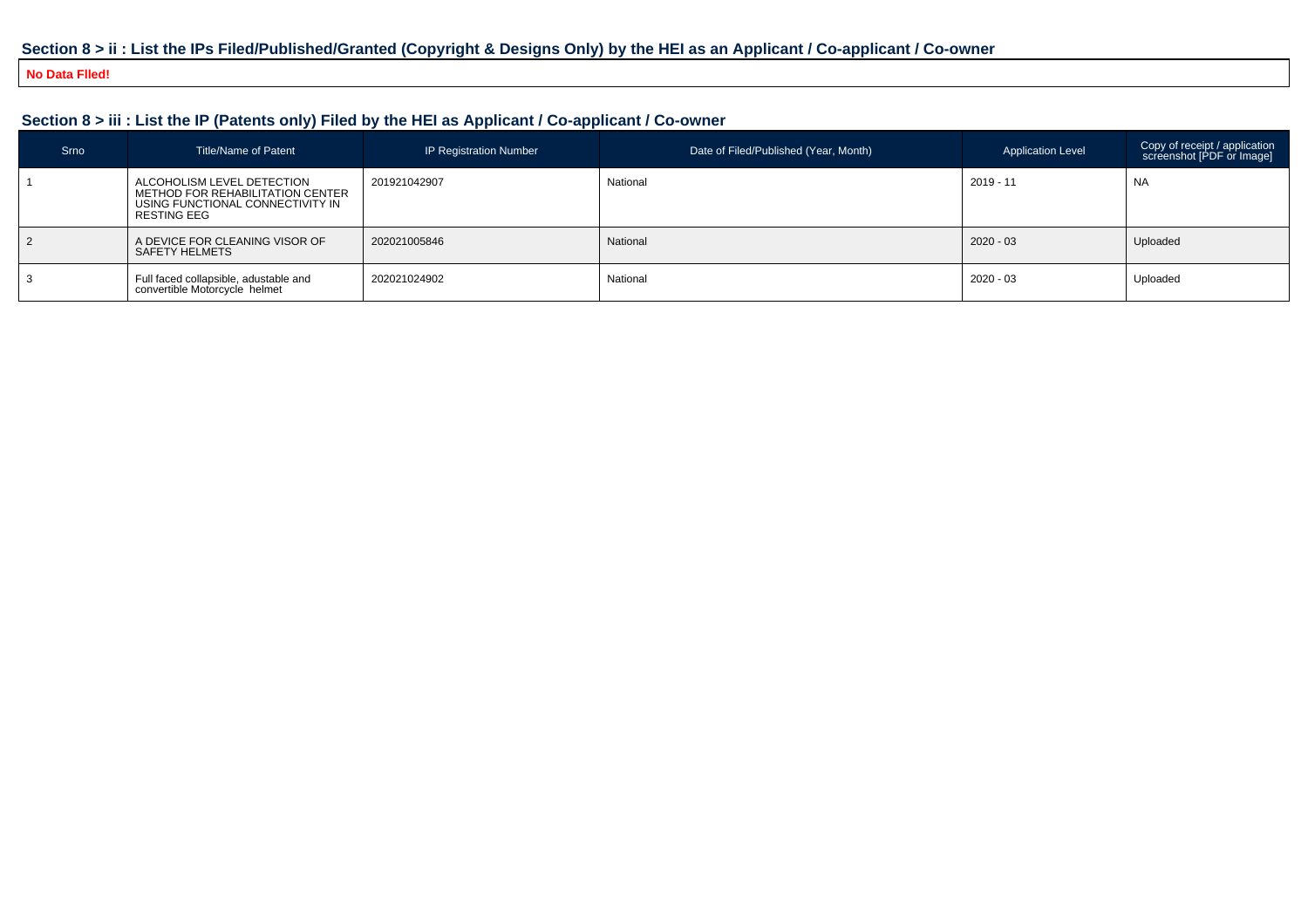### Section 8 > ii : List the IPs Filed/Published/Granted (Copyright & Designs Only) by the HEI as an Applicant / Co-applicant / Co-owner

**No Data FIled!**

### Section 8 > iii : List the IP (Patents only) Filed by the HEI as Applicant / Co-applicant / Co-owner

| Srno | Title/Name of Patent | IP Registration Number | Date of Filed/Published (Year, Month) | Application Level | Copy of receipt / application screenshot [PDF or Image] |
|---|---|---|---|---|---|
| 1 | ALCOHOLISM LEVEL DETECTION METHOD FOR REHABILITATION CENTER USING FUNCTIONAL CONNECTIVITY IN RESTING EEG | 201921042907 | National | 2019 - 11 | NA |
| 2 | A DEVICE FOR CLEANING VISOR OF SAFETY HELMETS | 202021005846 | National | 2020 - 03 | Uploaded |
| 3 | Full faced collapsible, adustable and convertible Motorcycle helmet | 202021024902 | National | 2020 - 03 | Uploaded |